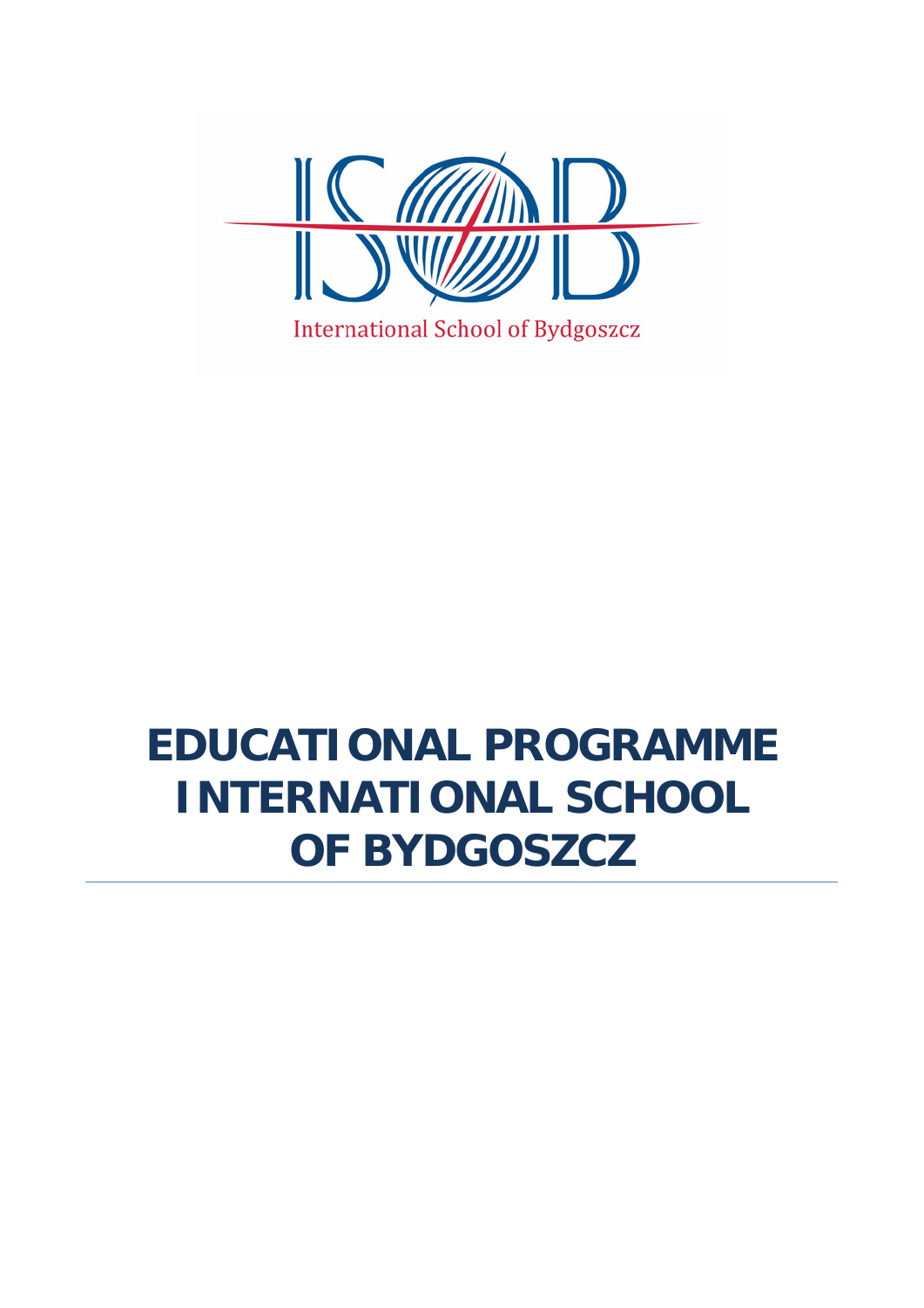International School of Bydgoszcz

# EDUCATIONAL PROGRAMME INTERNATIONAL SCHOOL OF BYDGOSZCZ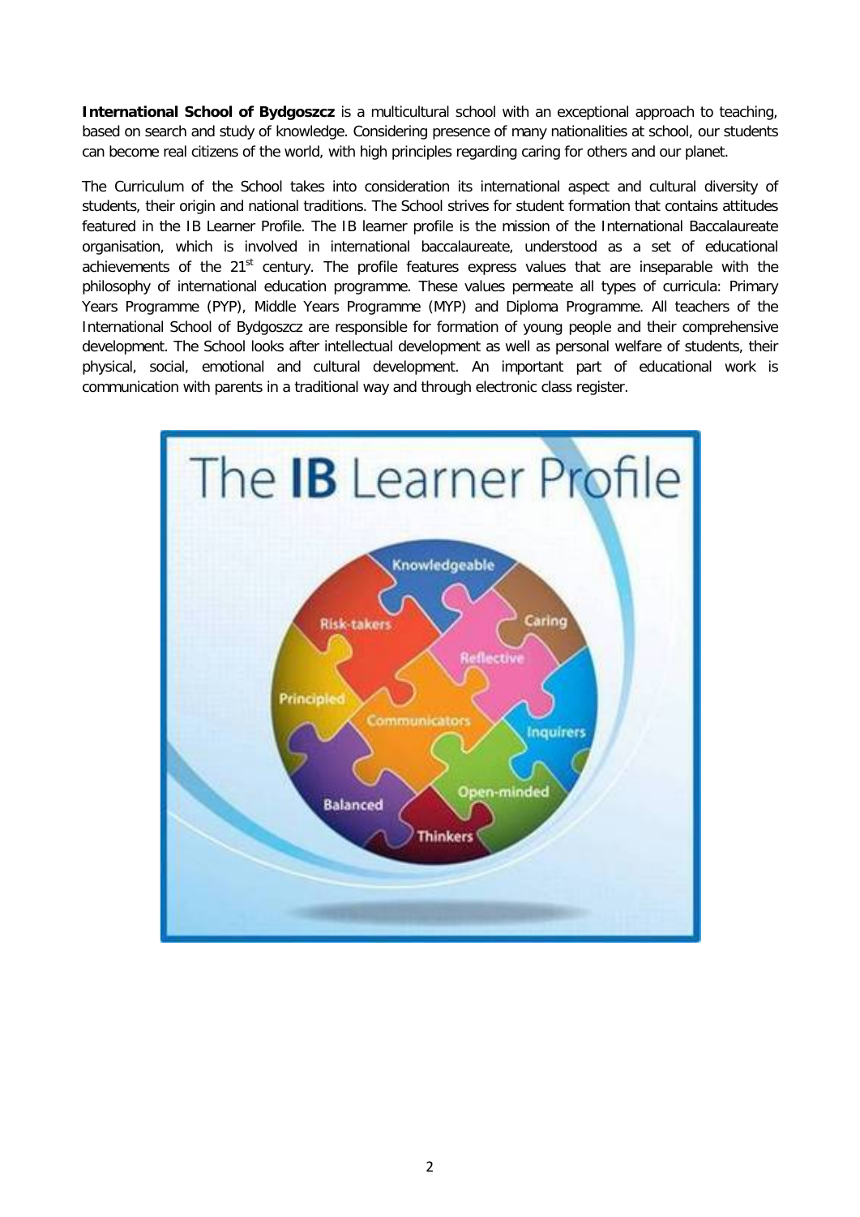**International School of Bydgoszcz** is a multicultural school with an exceptional approach to teaching, based on search and study of knowledge. Considering presence of many nationalities at school, our students can become real citizens of the world, with high principles regarding caring for others and our planet.

The Curriculum of the School takes into consideration its international aspect and cultural diversity of students, their origin and national traditions. The School strives for student formation that contains attitudes featured in the IB Learner Profile. The IB learner profile is the mission of the International Baccalaureate organisation, which is involved in international baccalaureate, understood as a set of educational achievements of the 21st century. The profile features express values that are inseparable with the philosophy of international education programme. These values permeate all types of curricula: Primary Years Programme (PYP), Middle Years Programme (MYP) and Diploma Programme. All teachers of the International School of Bydgoszcz are responsible for formation of young people and their comprehensive development. The School looks after intellectual development as well as personal welfare of students, their physical, social, emotional and cultural development. An important part of educational work is communication with parents in a traditional way and through electronic class register.

The **IB** Learner Profile

- Knowledgeable
- Caring
- Risk-takers
- Reflective
- Principled
- Communicators
- Inquirers
- Open-minded
- Balanced
- Thinkers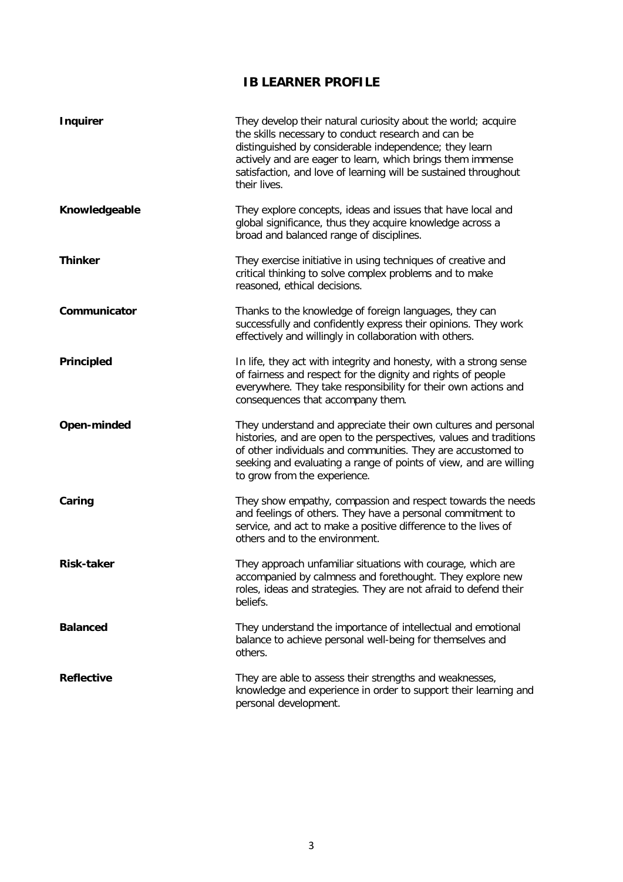# IB LEARNER PROFILE

**Inquirer**

They develop their natural curiosity about the world; acquire the skills necessary to conduct research and can be distinguished by considerable independence; they learn actively and are eager to learn, which brings them immense satisfaction, and love of learning will be sustained throughout their lives.

**Knowledgeable**

They explore concepts, ideas and issues that have local and global significance, thus they acquire knowledge across a broad and balanced range of disciplines.

**Thinker**

They exercise initiative in using techniques of creative and critical thinking to solve complex problems and to make reasoned, ethical decisions.

**Communicator**

Thanks to the knowledge of foreign languages, they can successfully and confidently express their opinions. They work effectively and willingly in collaboration with others.

**Principled**

In life, they act with integrity and honesty, with a strong sense of fairness and respect for the dignity and rights of people everywhere. They take responsibility for their own actions and consequences that accompany them.

**Open-minded**

They understand and appreciate their own cultures and personal histories, and are open to the perspectives, values and traditions of other individuals and communities. They are accustomed to seeking and evaluating a range of points of view, and are willing to grow from the experience.

**Caring**

They show empathy, compassion and respect towards the needs and feelings of others. They have a personal commitment to service, and act to make a positive difference to the lives of others and to the environment.

**Risk-taker**

They approach unfamiliar situations with courage, which are accompanied by calmness and forethought. They explore new roles, ideas and strategies. They are not afraid to defend their beliefs.

**Balanced**

They understand the importance of intellectual and emotional balance to achieve personal well-being for themselves and others.

**Reflective**

They are able to assess their strengths and weaknesses, knowledge and experience in order to support their learning and personal development.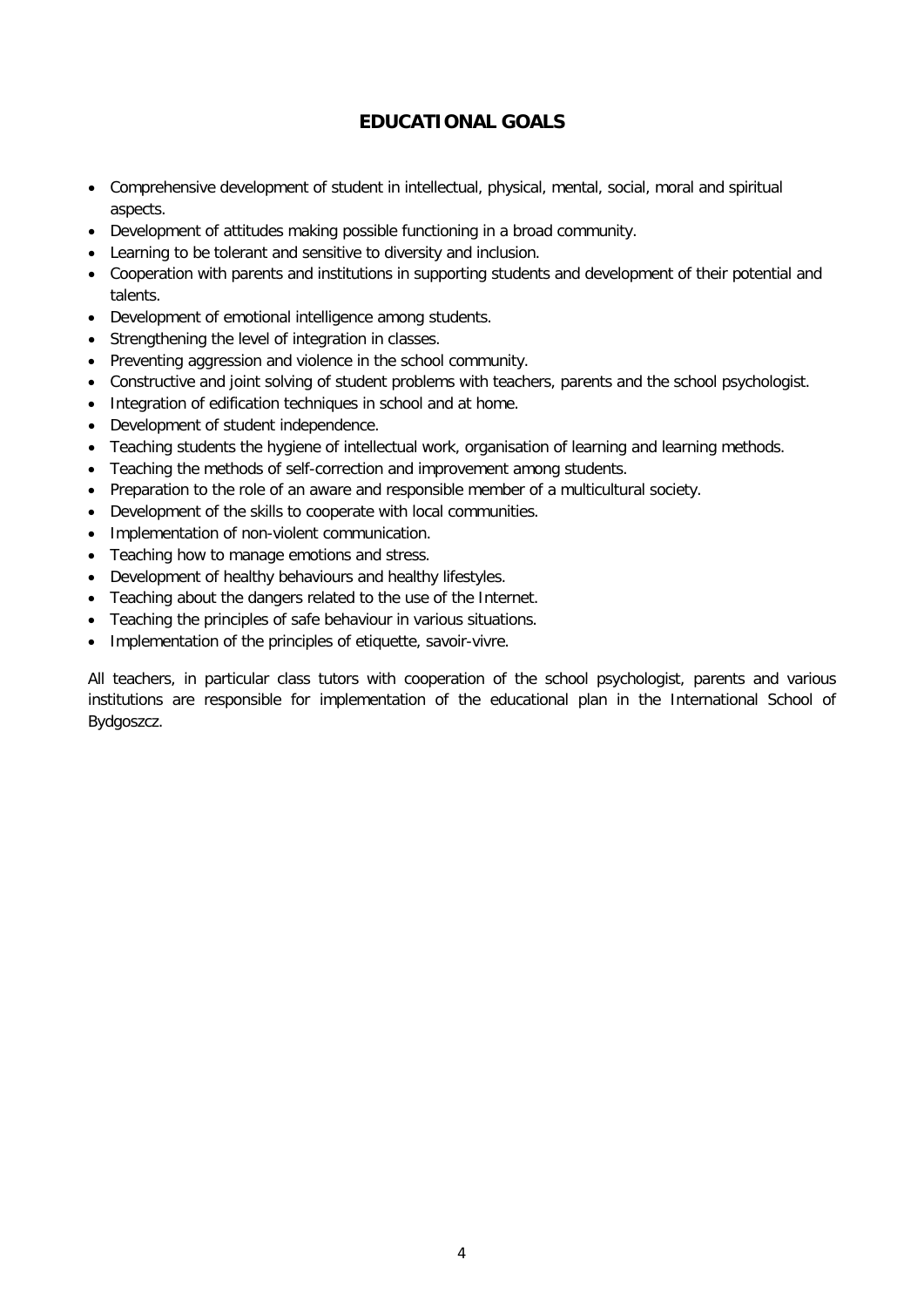# EDUCATIONAL GOALS

- Comprehensive development of student in intellectual, physical, mental, social, moral and spiritual aspects.
- Development of attitudes making possible functioning in a broad community.
- Learning to be tolerant and sensitive to diversity and inclusion.
- Cooperation with parents and institutions in supporting students and development of their potential and talents.
- Development of emotional intelligence among students.
- Strengthening the level of integration in classes.
- Preventing aggression and violence in the school community.
- Constructive and joint solving of student problems with teachers, parents and the school psychologist.
- Integration of edification techniques in school and at home.
- Development of student independence.
- Teaching students the hygiene of intellectual work, organisation of learning and learning methods.
- Teaching the methods of self-correction and improvement among students.
- Preparation to the role of an aware and responsible member of a multicultural society.
- Development of the skills to cooperate with local communities.
- Implementation of non-violent communication.
- Teaching how to manage emotions and stress.
- Development of healthy behaviours and healthy lifestyles.
- Teaching about the dangers related to the use of the Internet.
- Teaching the principles of safe behaviour in various situations.
- Implementation of the principles of etiquette, savoir-vivre.

All teachers, in particular class tutors with cooperation of the school psychologist, parents and various institutions are responsible for implementation of the educational plan in the International School of Bydgoszcz.